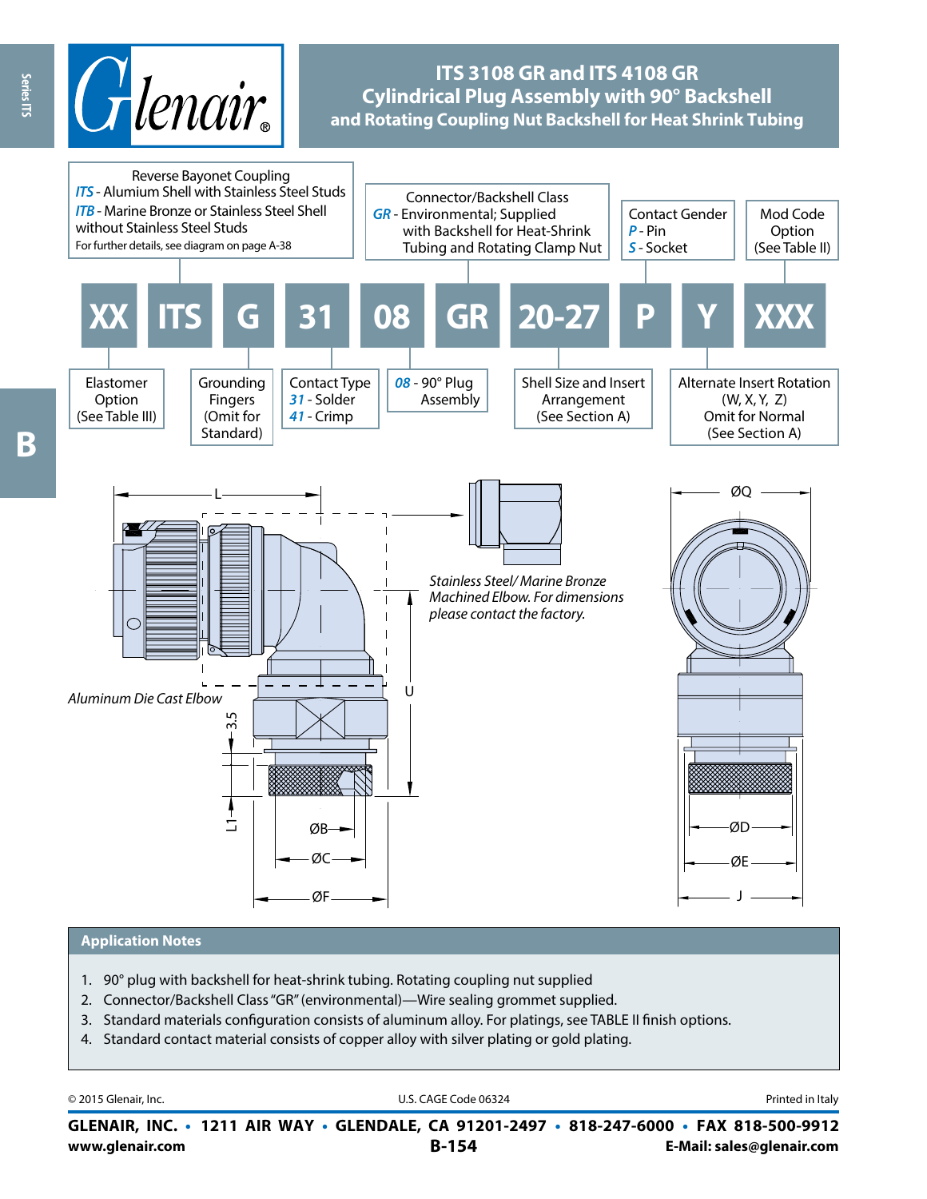# ITS 3108 GR and ITS 4108 GR
## Cylindrical Plug Assembly with 90° Backshell and Rotating Coupling Nut Backshell for Heat Shrink Tubing

**Part number structure:**

| XX | ITS | G | 31 | 08 | GR | 20-27 | P | Y | XXX |
|---|---|---|---|---|---|---|---|---|---|

- **XX** – Elastomer Option (See Table III)
- **ITS** – Reverse Bayonet Coupling
  - *ITS* - Alumium Shell with Stainless Steel Studs
  - *ITB* - Marine Bronze or Stainless Steel Shell without Stainless Steel Studs
  - For further details, see diagram on page A-38
- **G** – Grounding Fingers (Omit for Standard)
- **31** – Contact Type
  - *31* - Solder
  - *41* - Crimp
- **08** – *08* - 90° Plug Assembly
- **GR** – Connector/Backshell Class
  - *GR* - Environmental; Supplied with Backshell for Heat-Shrink Tubing and Rotating Clamp Nut
- **20-27** – Shell Size and Insert Arrangement (See Section A)
- **P** – Contact Gender
  - *P* - Pin
  - *S* - Socket
- **Y** – Alternate Insert Rotation (W, X, Y, Z) Omit for Normal (See Section A)
- **XXX** – Mod Code Option (See Table II)

*Aluminum Die Cast Elbow*

*Stainless Steel/ Marine Bronze Machined Elbow. For dimensions please contact the factory.*

Dimensions: L, U, 3.5, L1, ØB, ØC, ØF, ØQ, ØD, ØE, J

### Application Notes

1. 90° plug with backshell for heat-shrink tubing. Rotating coupling nut supplied
2. Connector/Backshell Class "GR" (environmental)—Wire sealing grommet supplied.
3. Standard materials configuration consists of aluminum alloy. For platings, see TABLE II finish options.
4. Standard contact material consists of copper alloy with silver plating or gold plating.

© 2015 Glenair, Inc. U.S. CAGE Code 06324 Printed in Italy

**GLENAIR, INC. • 1211 AIR WAY • GLENDALE, CA 91201-2497 • 818-247-6000 • FAX 818-500-9912**
www.glenair.com B-154 E-Mail: sales@glenair.com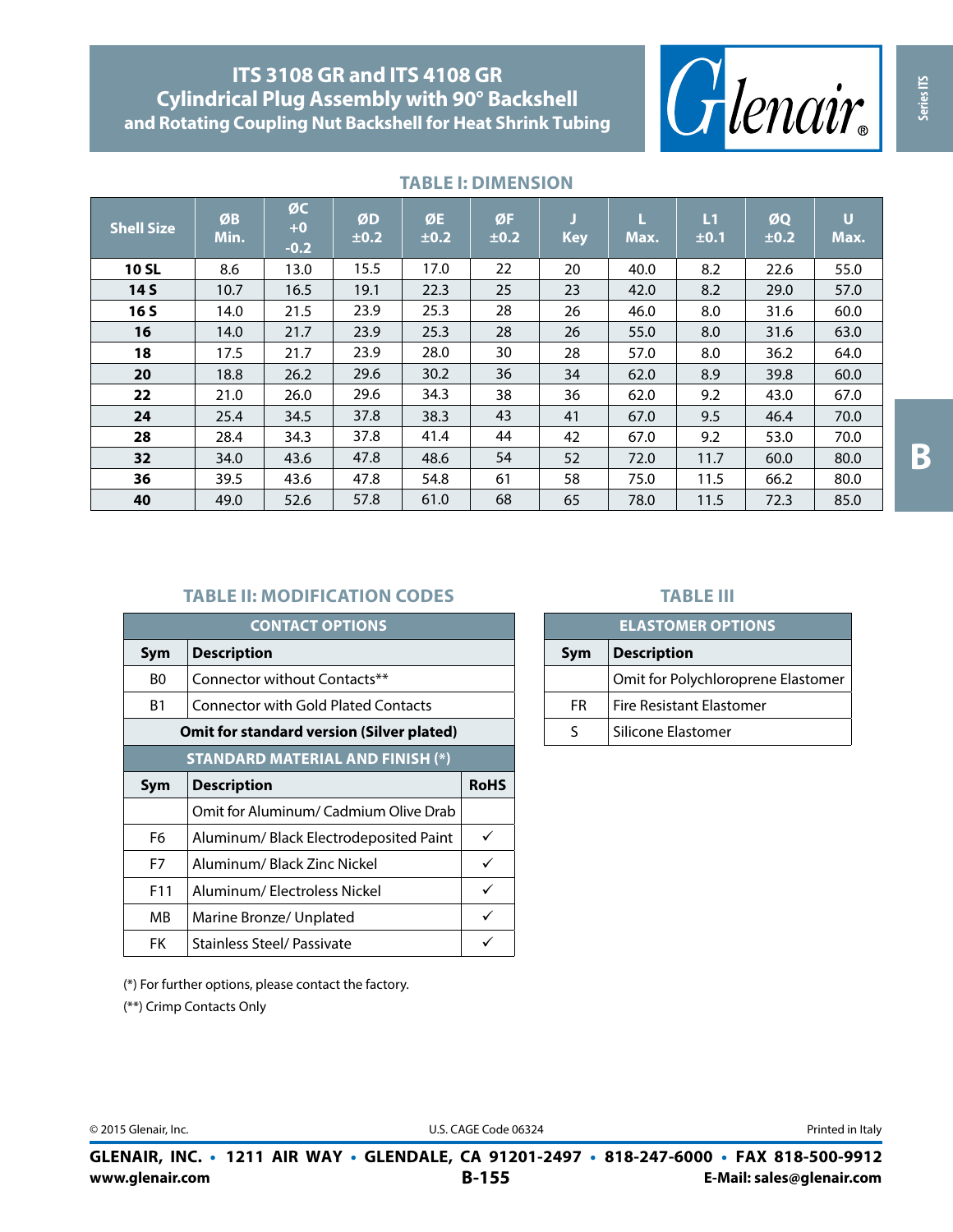# ITS 3108 GR and ITS 4108 GR Cylindrical Plug Assembly with 90° Backshell and Rotating Coupling Nut Backshell for Heat Shrink Tubing

## TABLE I: DIMENSION

| Shell Size | ØB Min. | ØC +0 -0.2 | ØD ±0.2 | ØE ±0.2 | ØF ±0.2 | J Key | L Max. | L1 ±0.1 | ØQ ±0.2 | U Max. |
|---|---|---|---|---|---|---|---|---|---|---|
| **10 SL** | 8.6 | 13.0 | 15.5 | 17.0 | 22 | 20 | 40.0 | 8.2 | 22.6 | 55.0 |
| **14 S** | 10.7 | 16.5 | 19.1 | 22.3 | 25 | 23 | 42.0 | 8.2 | 29.0 | 57.0 |
| **16 S** | 14.0 | 21.5 | 23.9 | 25.3 | 28 | 26 | 46.0 | 8.0 | 31.6 | 60.0 |
| **16** | 14.0 | 21.7 | 23.9 | 25.3 | 28 | 26 | 55.0 | 8.0 | 31.6 | 63.0 |
| **18** | 17.5 | 21.7 | 23.9 | 28.0 | 30 | 28 | 57.0 | 8.0 | 36.2 | 64.0 |
| **20** | 18.8 | 26.2 | 29.6 | 30.2 | 36 | 34 | 62.0 | 8.9 | 39.8 | 60.0 |
| **22** | 21.0 | 26.0 | 29.6 | 34.3 | 38 | 36 | 62.0 | 9.2 | 43.0 | 67.0 |
| **24** | 25.4 | 34.5 | 37.8 | 38.3 | 43 | 41 | 67.0 | 9.5 | 46.4 | 70.0 |
| **28** | 28.4 | 34.3 | 37.8 | 41.4 | 44 | 42 | 67.0 | 9.2 | 53.0 | 70.0 |
| **32** | 34.0 | 43.6 | 47.8 | 48.6 | 54 | 52 | 72.0 | 11.7 | 60.0 | 80.0 |
| **36** | 39.5 | 43.6 | 47.8 | 54.8 | 61 | 58 | 75.0 | 11.5 | 66.2 | 80.0 |
| **40** | 49.0 | 52.6 | 57.8 | 61.0 | 68 | 65 | 78.0 | 11.5 | 72.3 | 85.0 |

## TABLE II: MODIFICATION CODES

| CONTACT OPTIONS | |
|---|---|
| **Sym** | **Description** |
| B0 | Connector without Contacts** |
| B1 | Connector with Gold Plated Contacts |
| **Omit for standard version (Silver plated)** | |

| STANDARD MATERIAL AND FINISH (*) | | |
|---|---|---|
| **Sym** | **Description** | **RoHS** |
| | Omit for Aluminum/ Cadmium Olive Drab | |
| F6 | Aluminum/ Black Electrodeposited Paint | ✓ |
| F7 | Aluminum/ Black Zinc Nickel | ✓ |
| F11 | Aluminum/ Electroless Nickel | ✓ |
| MB | Marine Bronze/ Unplated | ✓ |
| FK | Stainless Steel/ Passivate | ✓ |

(*) For further options, please contact the factory.

(**) Crimp Contacts Only

## TABLE III

| ELASTOMER OPTIONS | |
|---|---|
| **Sym** | **Description** |
| | Omit for Polychloroprene Elastomer |
| FR | Fire Resistant Elastomer |
| S | Silicone Elastomer |